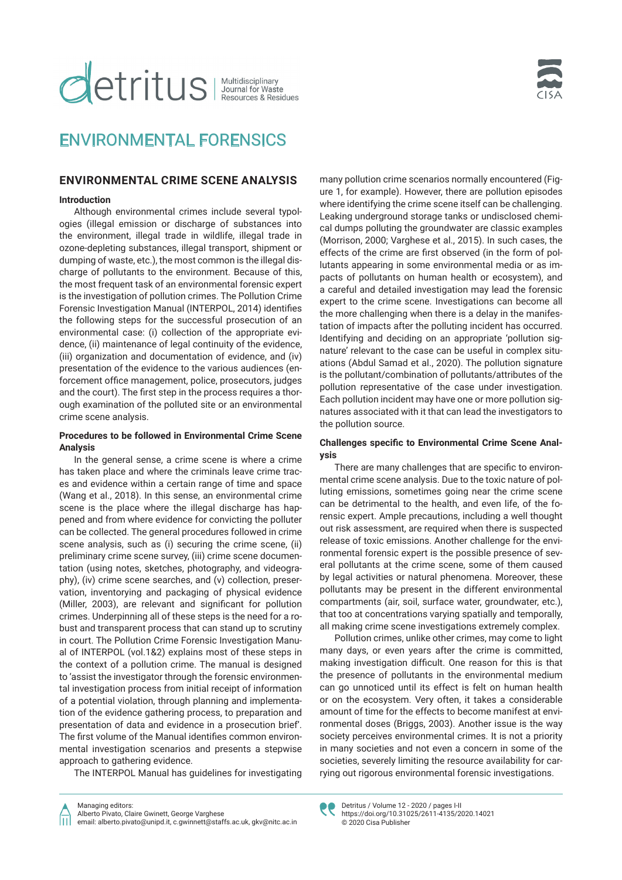# ENVIRONMENTAL FORENSICS

## ENVIRONMENTAL CRIME SCENE ANALYSIS

### Introduction

Although environmental crimes include several typologies (illegal emission or discharge of substances into the environment, illegal trade in wildlife, illegal trade in ozone-depleting substances, illegal transport, shipment or dumping of waste, etc.), the most common is the illegal discharge of pollutants to the environment. Because of this, the most frequent task of an environmental forensic expert is the investigation of pollution crimes. The Pollution Crime Forensic Investigation Manual (INTERPOL, 2014) identifies the following steps for the successful prosecution of an environmental case: (i) collection of the appropriate evidence, (ii) maintenance of legal continuity of the evidence, (iii) organization and documentation of evidence, and (iv) presentation of the evidence to the various audiences (enforcement office management, police, prosecutors, judges and the court). The first step in the process requires a thorough examination of the polluted site or an environmental crime scene analysis.

### Procedures to be followed in Environmental Crime Scene Analysis

In the general sense, a crime scene is where a crime has taken place and where the criminals leave crime traces and evidence within a certain range of time and space (Wang et al., 2018). In this sense, an environmental crime scene is the place where the illegal discharge has happened and from where evidence for convicting the polluter can be collected. The general procedures followed in crime scene analysis, such as (i) securing the crime scene, (ii) preliminary crime scene survey, (iii) crime scene documentation (using notes, sketches, photography, and videography), (iv) crime scene searches, and (v) collection, preservation, inventorying and packaging of physical evidence (Miller, 2003), are relevant and significant for pollution crimes. Underpinning all of these steps is the need for a robust and transparent process that can stand up to scrutiny in court. The Pollution Crime Forensic Investigation Manual of INTERPOL (vol.1&2) explains most of these steps in the context of a pollution crime. The manual is designed to 'assist the investigator through the forensic environmental investigation process from initial receipt of information of a potential violation, through planning and implementation of the evidence gathering process, to preparation and presentation of data and evidence in a prosecution brief'. The first volume of the Manual identifies common environmental investigation scenarios and presents a stepwise approach to gathering evidence.

The INTERPOL Manual has guidelines for investigating many pollution crime scenarios normally encountered (Figure 1, for example). However, there are pollution episodes where identifying the crime scene itself can be challenging. Leaking underground storage tanks or undisclosed chemical dumps polluting the groundwater are classic examples (Morrison, 2000; Varghese et al., 2015). In such cases, the effects of the crime are first observed (in the form of pollutants appearing in some environmental media or as impacts of pollutants on human health or ecosystem), and a careful and detailed investigation may lead the forensic expert to the crime scene. Investigations can become all the more challenging when there is a delay in the manifestation of impacts after the polluting incident has occurred. Identifying and deciding on an appropriate 'pollution signature' relevant to the case can be useful in complex situations (Abdul Samad et al., 2020). The pollution signature is the pollutant/combination of pollutants/attributes of the pollution representative of the case under investigation. Each pollution incident may have one or more pollution signatures associated with it that can lead the investigators to the pollution source.

### Challenges specific to Environmental Crime Scene Analysis

There are many challenges that are specific to environmental crime scene analysis. Due to the toxic nature of polluting emissions, sometimes going near the crime scene can be detrimental to the health, and even life, of the forensic expert. Ample precautions, including a well thought out risk assessment, are required when there is suspected release of toxic emissions. Another challenge for the environmental forensic expert is the possible presence of several pollutants at the crime scene, some of them caused by legal activities or natural phenomena. Moreover, these pollutants may be present in the different environmental compartments (air, soil, surface water, groundwater, etc.), that too at concentrations varying spatially and temporally, all making crime scene investigations extremely complex.

Pollution crimes, unlike other crimes, may come to light many days, or even years after the crime is committed, making investigation difficult. One reason for this is that the presence of pollutants in the environmental medium can go unnoticed until its effect is felt on human health or on the ecosystem. Very often, it takes a considerable amount of time for the effects to become manifest at environmental doses (Briggs, 2003). Another issue is the way society perceives environmental crimes. It is not a priority in many societies and not even a concern in some of the societies, severely limiting the resource availability for carrying out rigorous environmental forensic investigations.

Managing editors:
Alberto Pivato, Claire Gwinnett, George Varghese
email: alberto.pivato@unipd.it, c.gwinnett@staffs.ac.uk, gkv@nitc.ac.in

https://doi.org/10.31025/2611-4135/2020.14021
© 2020 Cisa Publisher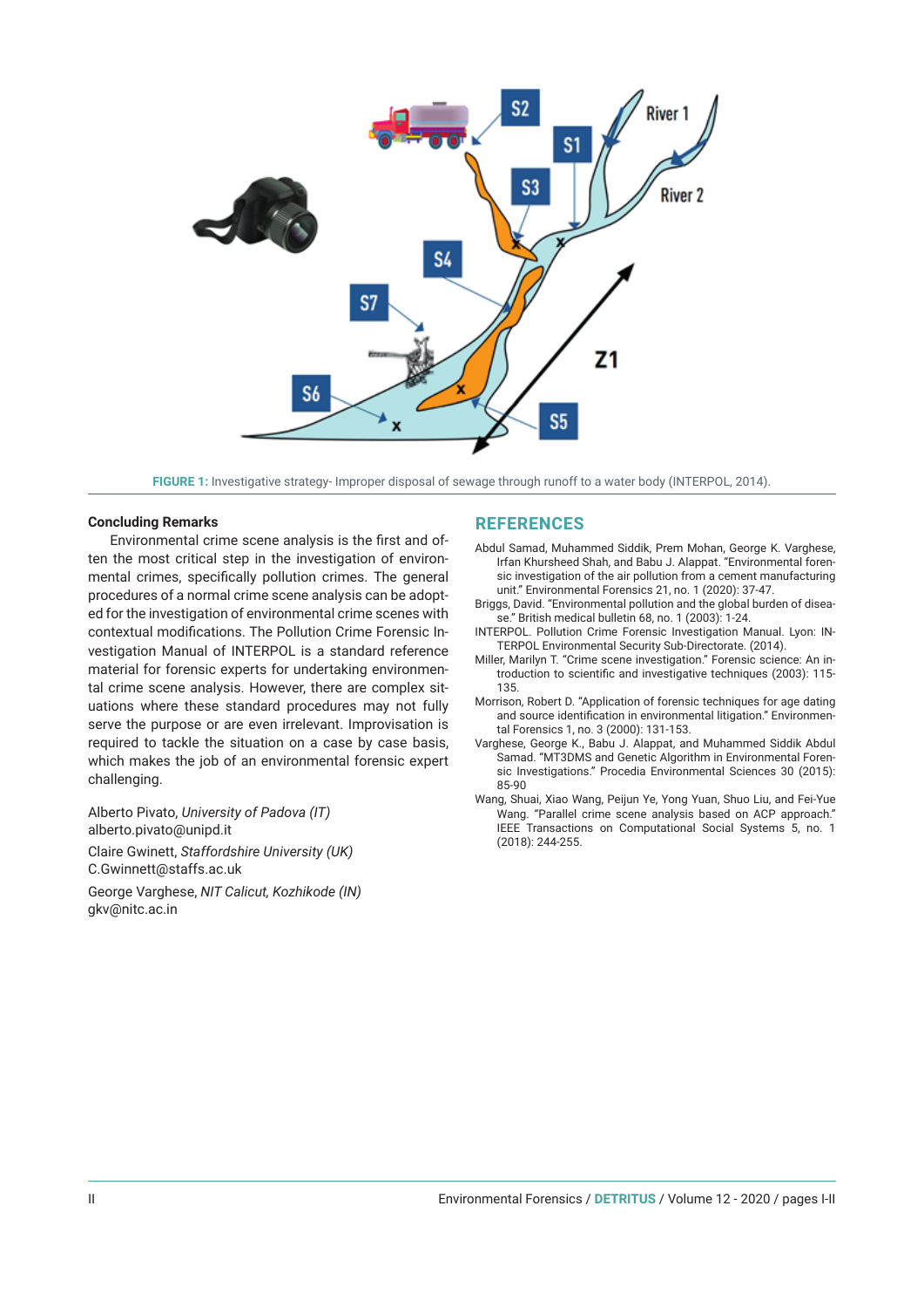S2

S1

River 1

River 2

S3

S4

S7

Z1

S6

S5

FIGURE 1: Investigative strategy- Improper disposal of sewage through runoff to a water body (INTERPOL, 2014).

**Concluding Remarks**

Environmental crime scene analysis is the first and often the most critical step in the investigation of environmental crimes, specifically pollution crimes. The general procedures of a normal crime scene analysis can be adopted for the investigation of environmental crime scenes with contextual modifications. The Pollution Crime Forensic Investigation Manual of INTERPOL is a standard reference material for forensic experts for undertaking environmental crime scene analysis. However, there are complex situations where these standard procedures may not fully serve the purpose or are even irrelevant. Improvisation is required to tackle the situation on a case by case basis, which makes the job of an environmental forensic expert challenging.

Alberto Pivato, *University of Padova (IT)*
alberto.pivato@unipd.it

Claire Gwinett, *Staffordshire University (UK)*
C.Gwinnett@staffs.ac.uk

George Varghese, *NIT Calicut, Kozhikode (IN)*
gkv@nitc.ac.in

## REFERENCES

Abdul Samad, Muhammed Siddik, Prem Mohan, George K. Varghese, Irfan Khursheed Shah, and Babu J. Alappat. "Environmental forensic investigation of the air pollution from a cement manufacturing unit." Environmental Forensics 21, no. 1 (2020): 37-47.

Briggs, David. "Environmental pollution and the global burden of disease." British medical bulletin 68, no. 1 (2003): 1-24.

INTERPOL. Pollution Crime Forensic Investigation Manual. Lyon: INTERPOL Environmental Security Sub-Directorate. (2014).

Miller, Marilyn T. "Crime scene investigation." Forensic science: An introduction to scientific and investigative techniques (2003): 115-135.

Morrison, Robert D. "Application of forensic techniques for age dating and source identification in environmental litigation." Environmental Forensics 1, no. 3 (2000): 131-153.

Varghese, George K., Babu J. Alappat, and Muhammed Siddik Abdul Samad. "MT3DMS and Genetic Algorithm in Environmental Forensic Investigations." Procedia Environmental Sciences 30 (2015): 85-90

Wang, Shuai, Xiao Wang, Peijun Ye, Yong Yuan, Shuo Liu, and Fei-Yue Wang. "Parallel crime scene analysis based on ACP approach." IEEE Transactions on Computational Social Systems 5, no. 1 (2018): 244-255.